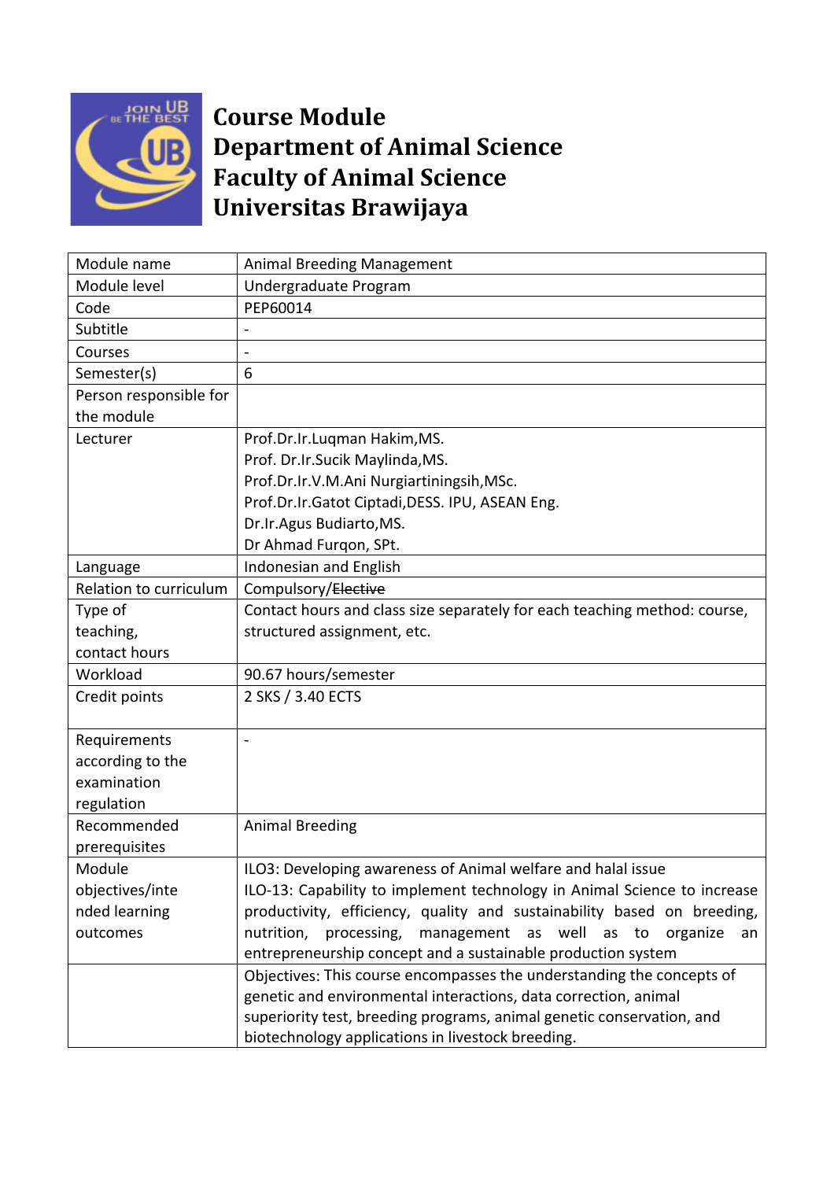# Course Module
# Department of Animal Science
# Faculty of Animal Science
# Universitas Brawijaya

| Module name | Animal Breeding Management |
|---|---|
| Module level | Undergraduate Program |
| Code | PEP60014 |
| Subtitle | - |
| Courses | - |
| Semester(s) | 6 |
| Person responsible for the module | |
| Lecturer | Prof.Dr.Ir.Luqman Hakim,MS.<br>Prof. Dr.Ir.Sucik Maylinda,MS.<br>Prof.Dr.Ir.V.M.Ani Nurgiartiningsih,MSc.<br>Prof.Dr.Ir.Gatot Ciptadi,DESS. IPU, ASEAN Eng.<br>Dr.Ir.Agus Budiarto,MS.<br>Dr Ahmad Furqon, SPt. |
| Language | Indonesian and English |
| Relation to curriculum | Compulsory/~~Elective~~ |
| Type of teaching, contact hours | Contact hours and class size separately for each teaching method: course, structured assignment, etc. |
| Workload | 90.67 hours/semester |
| Credit points | 2 SKS / 3.40 ECTS |
| Requirements according to the examination regulation | - |
| Recommended prerequisites | Animal Breeding |
| Module objectives/intended learning outcomes | ILO3: Developing awareness of Animal welfare and halal issue<br>ILO-13: Capability to implement technology in Animal Science to increase productivity, efficiency, quality and sustainability based on breeding, nutrition, processing, management as well as to organize an entrepreneurship concept and a sustainable production system |
| | Objectives: This course encompasses the understanding the concepts of genetic and environmental interactions, data correction, animal superiority test, breeding programs, animal genetic conservation, and biotechnology applications in livestock breeding. |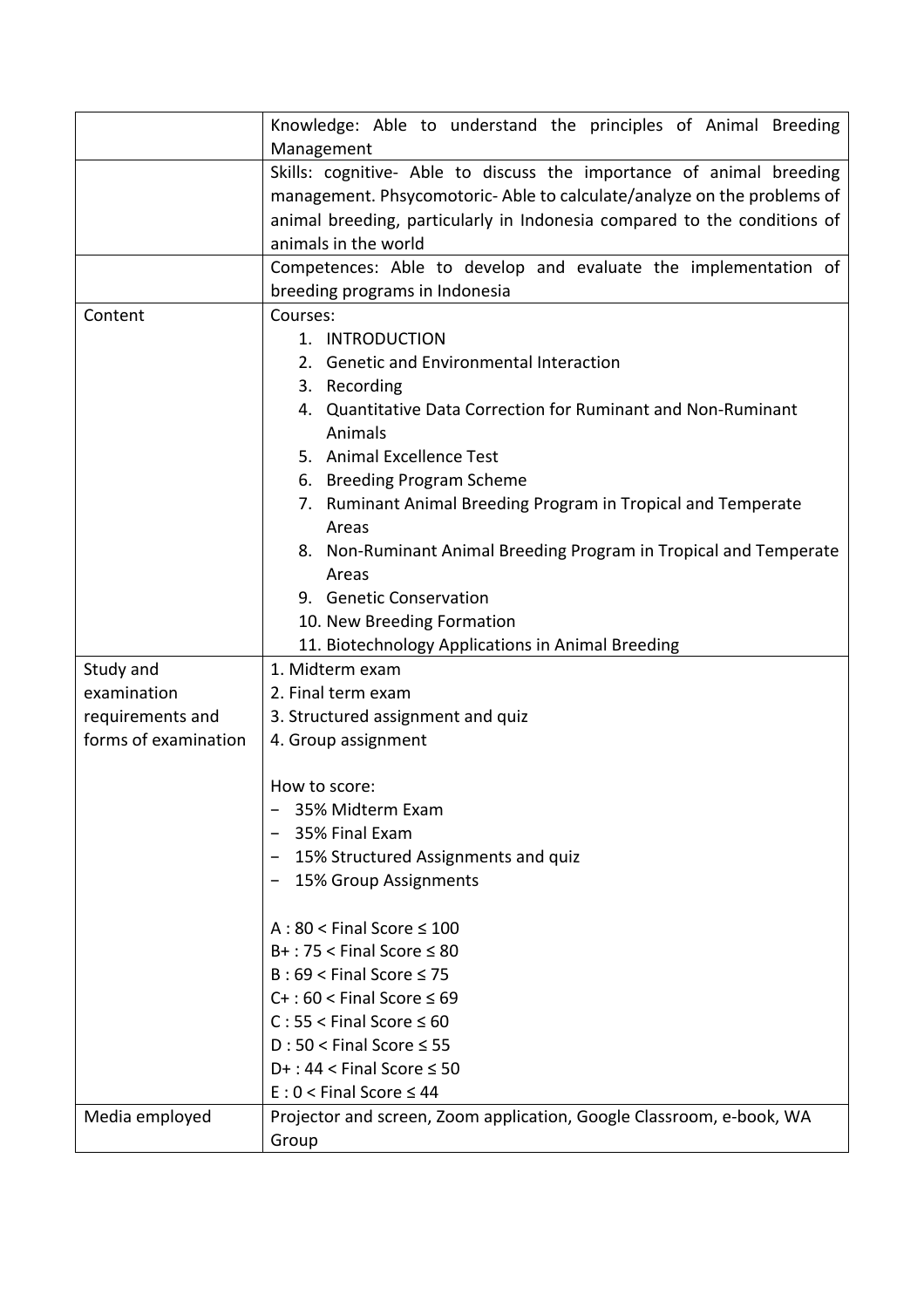| | |
|---|---|
| | Knowledge: Able to understand the principles of Animal Breeding Management |
| | Skills: cognitive- Able to discuss the importance of animal breeding management. Phsycomotoric- Able to calculate/analyze on the problems of animal breeding, particularly in Indonesia compared to the conditions of animals in the world |
| | Competences: Able to develop and evaluate the implementation of breeding programs in Indonesia |
| Content | Courses:<br>1. INTRODUCTION<br>2. Genetic and Environmental Interaction<br>3. Recording<br>4. Quantitative Data Correction for Ruminant and Non-Ruminant Animals<br>5. Animal Excellence Test<br>6. Breeding Program Scheme<br>7. Ruminant Animal Breeding Program in Tropical and Temperate Areas<br>8. Non-Ruminant Animal Breeding Program in Tropical and Temperate Areas<br>9. Genetic Conservation<br>10. New Breeding Formation<br>11. Biotechnology Applications in Animal Breeding |
| Study and examination requirements and forms of examination | 1. Midterm exam<br>2. Final term exam<br>3. Structured assignment and quiz<br>4. Group assignment<br><br>How to score:<br>− 35% Midterm Exam<br>− 35% Final Exam<br>− 15% Structured Assignments and quiz<br>− 15% Group Assignments<br><br>A : 80 < Final Score ≤ 100<br>B+ : 75 < Final Score ≤ 80<br>B : 69 < Final Score ≤ 75<br>C+ : 60 < Final Score ≤ 69<br>C : 55 < Final Score ≤ 60<br>D : 50 < Final Score ≤ 55<br>D+ : 44 < Final Score ≤ 50<br>E : 0 < Final Score ≤ 44 |
| Media employed | Projector and screen, Zoom application, Google Classroom, e-book, WA Group |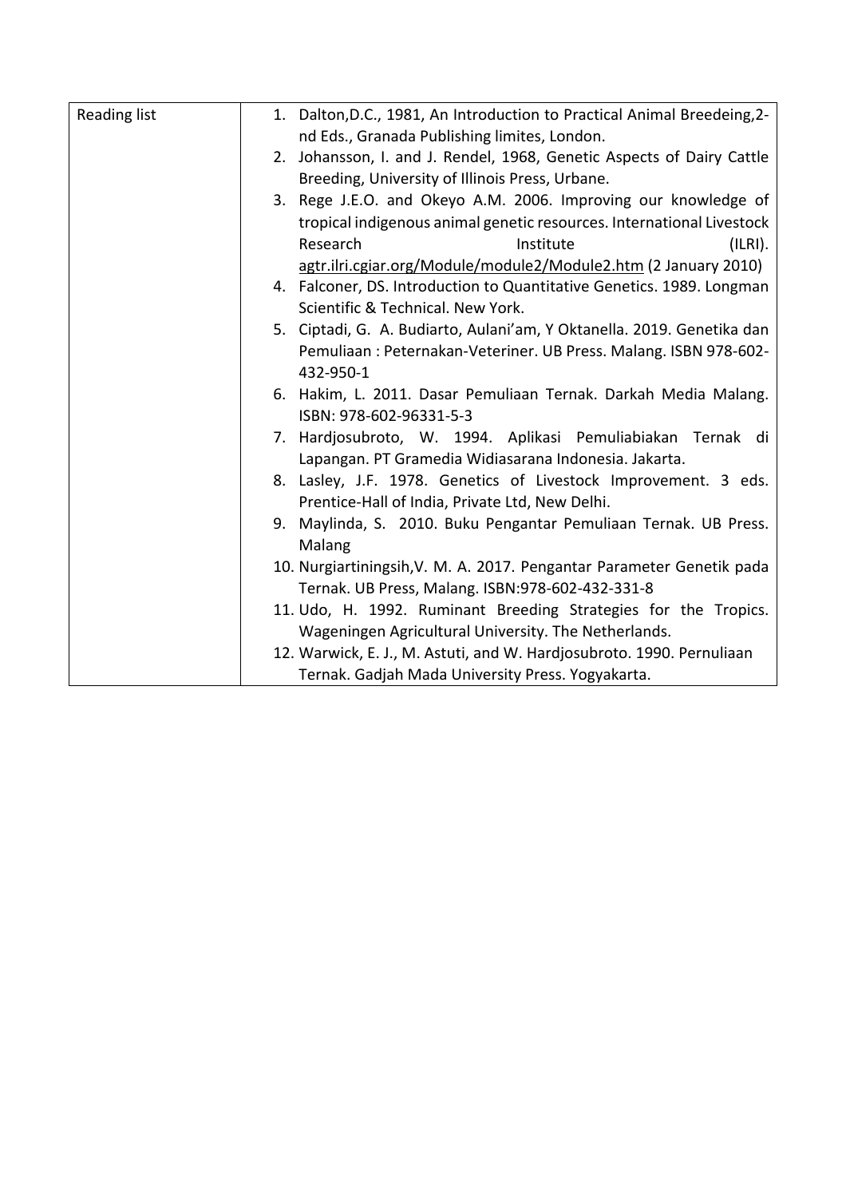| | |
|---|---|
| Reading list | 1. Dalton,D.C., 1981, An Introduction to Practical Animal Breedeing,2-nd Eds., Granada Publishing limites, London.<br>2. Johansson, I. and J. Rendel, 1968, Genetic Aspects of Dairy Cattle Breeding, University of Illinois Press, Urbane.<br>3. Rege J.E.O. and Okeyo A.M. 2006. Improving our knowledge of tropical indigenous animal genetic resources. International Livestock Research Institute (ILRI). agtr.ilri.cgiar.org/Module/module2/Module2.htm (2 January 2010)<br>4. Falconer, DS. Introduction to Quantitative Genetics. 1989. Longman Scientific & Technical. New York.<br>5. Ciptadi, G. A. Budiarto, Aulani'am, Y Oktanella. 2019. Genetika dan Pemuliaan : Peternakan-Veteriner. UB Press. Malang. ISBN 978-602-432-950-1<br>6. Hakim, L. 2011. Dasar Pemuliaan Ternak. Darkah Media Malang. ISBN: 978-602-96331-5-3<br>7. Hardjosubroto, W. 1994. Aplikasi Pemuliabiakan Ternak di Lapangan. PT Gramedia Widiasarana Indonesia. Jakarta.<br>8. Lasley, J.F. 1978. Genetics of Livestock Improvement. 3 eds. Prentice-Hall of India, Private Ltd, New Delhi.<br>9. Maylinda, S. 2010. Buku Pengantar Pemuliaan Ternak. UB Press. Malang<br>10. Nurgiartiningsih,V. M. A. 2017. Pengantar Parameter Genetik pada Ternak. UB Press, Malang. ISBN:978-602-432-331-8<br>11. Udo, H. 1992. Ruminant Breeding Strategies for the Tropics. Wageningen Agricultural University. The Netherlands.<br>12. Warwick, E. J., M. Astuti, and W. Hardjosubroto. 1990. Pernuliaan Ternak. Gadjah Mada University Press. Yogyakarta. |